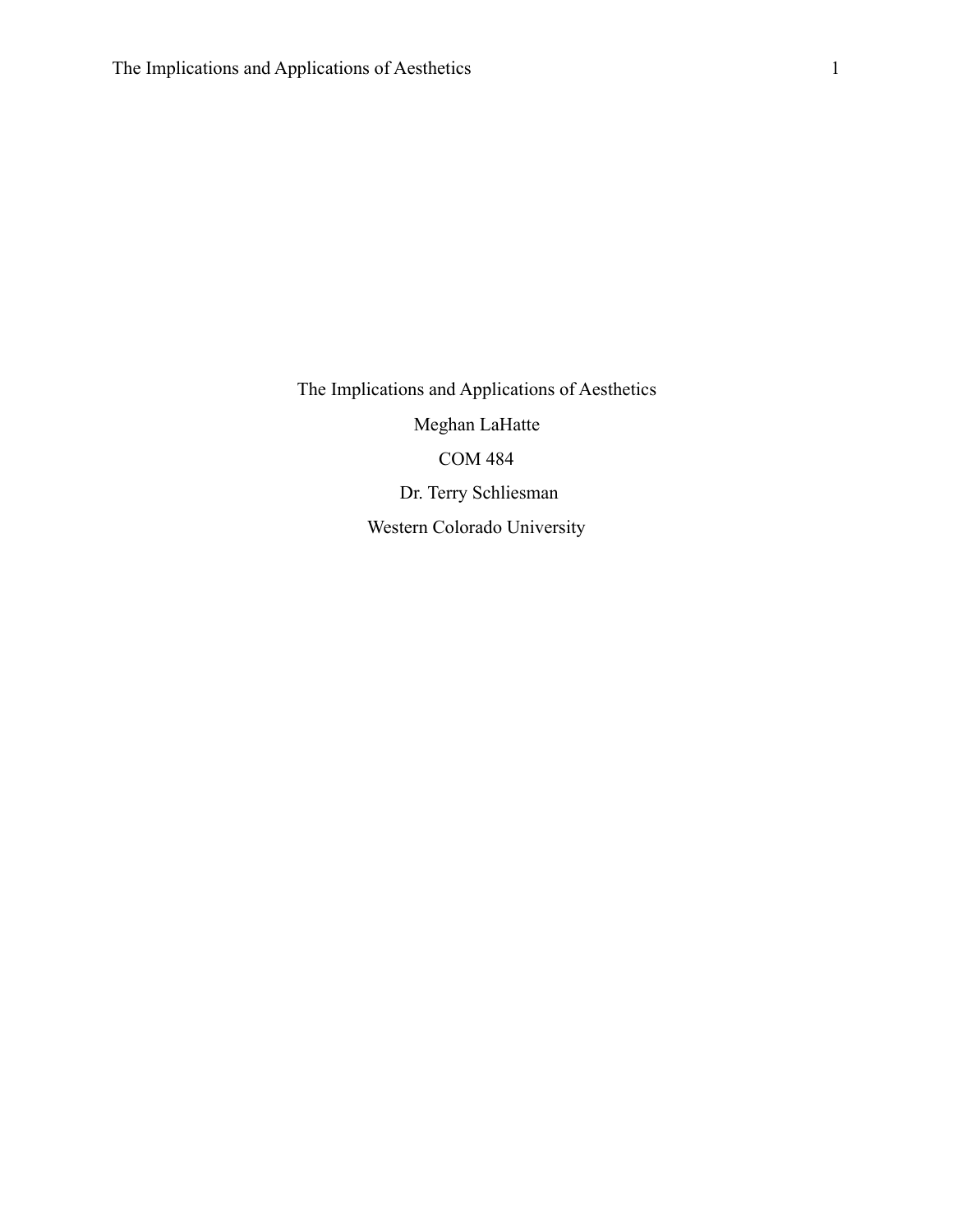# The Implications and Applications of Aesthetics

Meghan LaHatte

COM 484

Dr. Terry Schliesman

Western Colorado University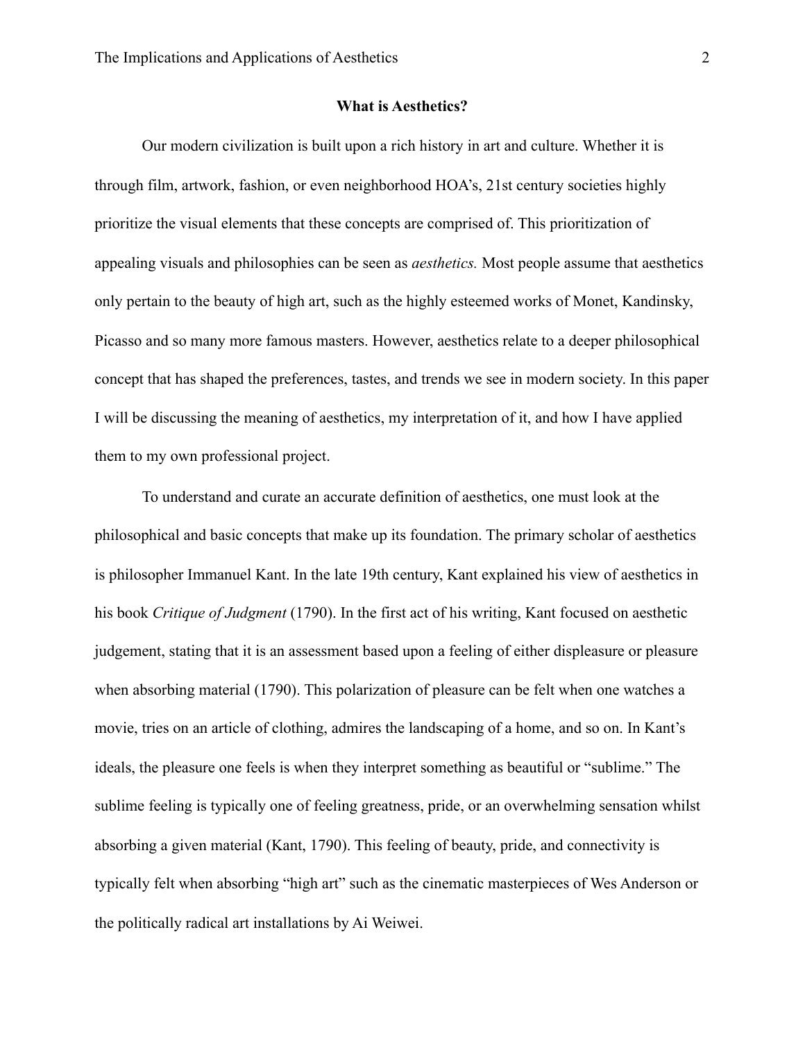**What is Aesthetics?**

Our modern civilization is built upon a rich history in art and culture. Whether it is through film, artwork, fashion, or even neighborhood HOA's, 21st century societies highly prioritize the visual elements that these concepts are comprised of. This prioritization of appealing visuals and philosophies can be seen as *aesthetics.* Most people assume that aesthetics only pertain to the beauty of high art, such as the highly esteemed works of Monet, Kandinsky, Picasso and so many more famous masters. However, aesthetics relate to a deeper philosophical concept that has shaped the preferences, tastes, and trends we see in modern society. In this paper I will be discussing the meaning of aesthetics, my interpretation of it, and how I have applied them to my own professional project.

To understand and curate an accurate definition of aesthetics, one must look at the philosophical and basic concepts that make up its foundation. The primary scholar of aesthetics is philosopher Immanuel Kant. In the late 19th century, Kant explained his view of aesthetics in his book *Critique of Judgment* (1790). In the first act of his writing, Kant focused on aesthetic judgement, stating that it is an assessment based upon a feeling of either displeasure or pleasure when absorbing material (1790). This polarization of pleasure can be felt when one watches a movie, tries on an article of clothing, admires the landscaping of a home, and so on. In Kant's ideals, the pleasure one feels is when they interpret something as beautiful or "sublime." The sublime feeling is typically one of feeling greatness, pride, or an overwhelming sensation whilst absorbing a given material (Kant, 1790). This feeling of beauty, pride, and connectivity is typically felt when absorbing "high art" such as the cinematic masterpieces of Wes Anderson or the politically radical art installations by Ai Weiwei.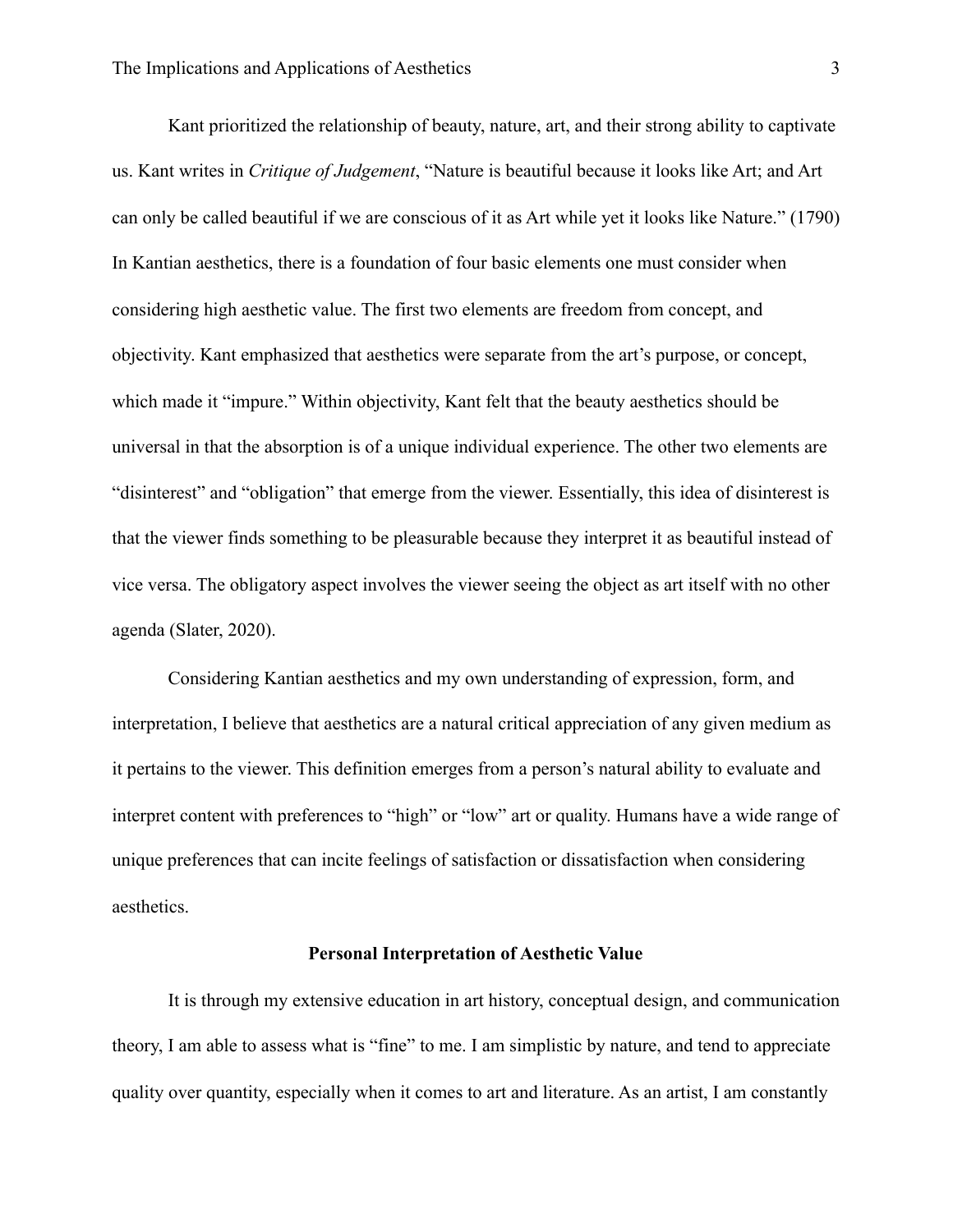Kant prioritized the relationship of beauty, nature, art, and their strong ability to captivate us. Kant writes in *Critique of Judgement*, "Nature is beautiful because it looks like Art; and Art can only be called beautiful if we are conscious of it as Art while yet it looks like Nature." (1790) In Kantian aesthetics, there is a foundation of four basic elements one must consider when considering high aesthetic value. The first two elements are freedom from concept, and objectivity. Kant emphasized that aesthetics were separate from the art's purpose, or concept, which made it "impure." Within objectivity, Kant felt that the beauty aesthetics should be universal in that the absorption is of a unique individual experience. The other two elements are "disinterest" and "obligation" that emerge from the viewer. Essentially, this idea of disinterest is that the viewer finds something to be pleasurable because they interpret it as beautiful instead of vice versa. The obligatory aspect involves the viewer seeing the object as art itself with no other agenda (Slater, 2020).

Considering Kantian aesthetics and my own understanding of expression, form, and interpretation, I believe that aesthetics are a natural critical appreciation of any given medium as it pertains to the viewer. This definition emerges from a person's natural ability to evaluate and interpret content with preferences to "high" or "low" art or quality. Humans have a wide range of unique preferences that can incite feelings of satisfaction or dissatisfaction when considering aesthetics.

**Personal Interpretation of Aesthetic Value**

It is through my extensive education in art history, conceptual design, and communication theory, I am able to assess what is "fine" to me. I am simplistic by nature, and tend to appreciate quality over quantity, especially when it comes to art and literature. As an artist, I am constantly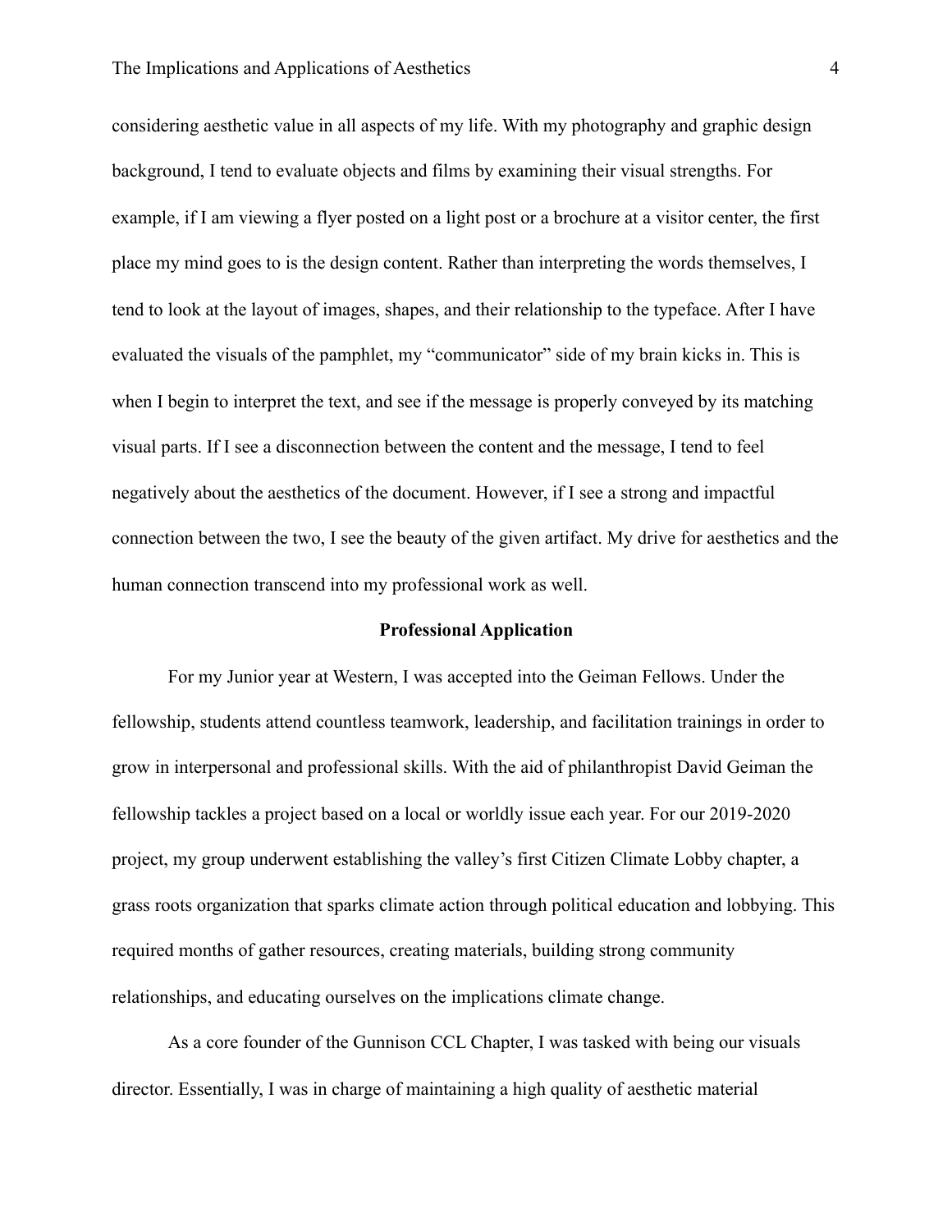considering aesthetic value in all aspects of my life. With my photography and graphic design background, I tend to evaluate objects and films by examining their visual strengths. For example, if I am viewing a flyer posted on a light post or a brochure at a visitor center, the first place my mind goes to is the design content. Rather than interpreting the words themselves, I tend to look at the layout of images, shapes, and their relationship to the typeface. After I have evaluated the visuals of the pamphlet, my "communicator" side of my brain kicks in. This is when I begin to interpret the text, and see if the message is properly conveyed by its matching visual parts. If I see a disconnection between the content and the message, I tend to feel negatively about the aesthetics of the document. However, if I see a strong and impactful connection between the two, I see the beauty of the given artifact. My drive for aesthetics and the human connection transcend into my professional work as well.

## Professional Application

For my Junior year at Western, I was accepted into the Geiman Fellows. Under the fellowship, students attend countless teamwork, leadership, and facilitation trainings in order to grow in interpersonal and professional skills. With the aid of philanthropist David Geiman the fellowship tackles a project based on a local or worldly issue each year. For our 2019-2020 project, my group underwent establishing the valley's first Citizen Climate Lobby chapter, a grass roots organization that sparks climate action through political education and lobbying. This required months of gather resources, creating materials, building strong community relationships, and educating ourselves on the implications climate change.

As a core founder of the Gunnison CCL Chapter, I was tasked with being our visuals director. Essentially, I was in charge of maintaining a high quality of aesthetic material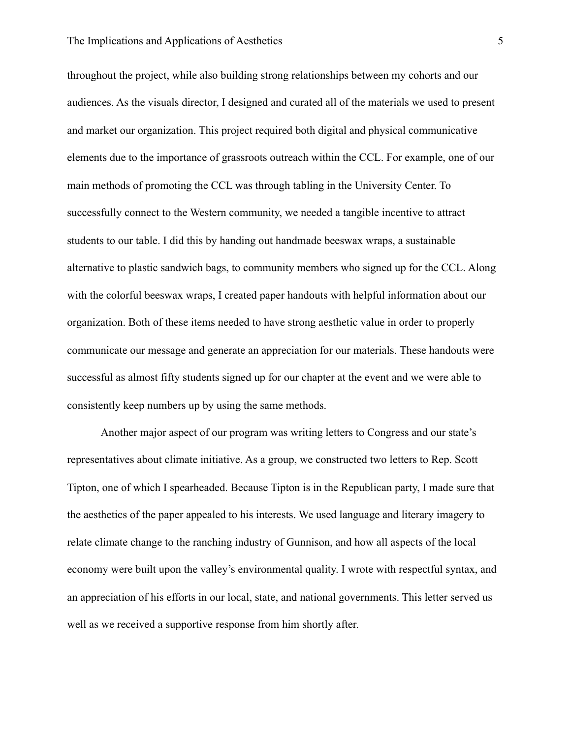throughout the project, while also building strong relationships between my cohorts and our audiences. As the visuals director, I designed and curated all of the materials we used to present and market our organization. This project required both digital and physical communicative elements due to the importance of grassroots outreach within the CCL. For example, one of our main methods of promoting the CCL was through tabling in the University Center. To successfully connect to the Western community, we needed a tangible incentive to attract students to our table. I did this by handing out handmade beeswax wraps, a sustainable alternative to plastic sandwich bags, to community members who signed up for the CCL. Along with the colorful beeswax wraps, I created paper handouts with helpful information about our organization. Both of these items needed to have strong aesthetic value in order to properly communicate our message and generate an appreciation for our materials. These handouts were successful as almost fifty students signed up for our chapter at the event and we were able to consistently keep numbers up by using the same methods.

Another major aspect of our program was writing letters to Congress and our state's representatives about climate initiative. As a group, we constructed two letters to Rep. Scott Tipton, one of which I spearheaded. Because Tipton is in the Republican party, I made sure that the aesthetics of the paper appealed to his interests. We used language and literary imagery to relate climate change to the ranching industry of Gunnison, and how all aspects of the local economy were built upon the valley's environmental quality. I wrote with respectful syntax, and an appreciation of his efforts in our local, state, and national governments. This letter served us well as we received a supportive response from him shortly after.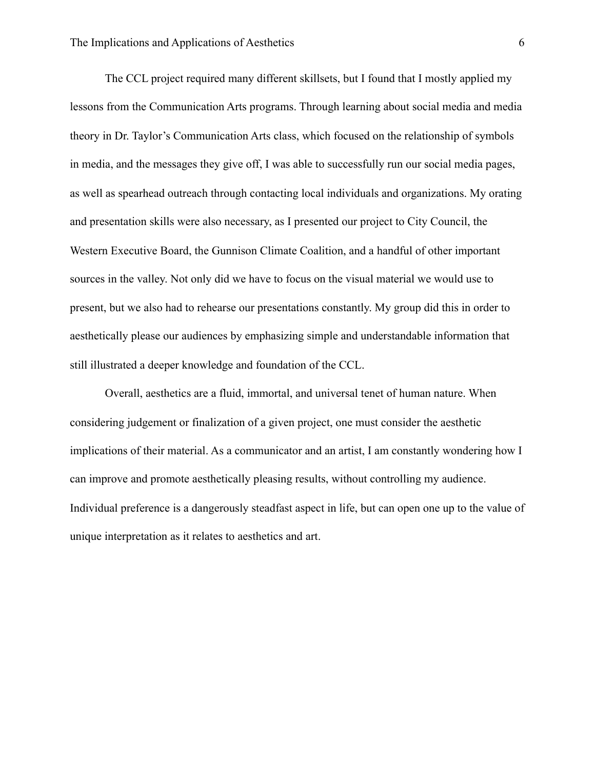The CCL project required many different skillsets, but I found that I mostly applied my lessons from the Communication Arts programs. Through learning about social media and media theory in Dr. Taylor's Communication Arts class, which focused on the relationship of symbols in media, and the messages they give off, I was able to successfully run our social media pages, as well as spearhead outreach through contacting local individuals and organizations. My orating and presentation skills were also necessary, as I presented our project to City Council, the Western Executive Board, the Gunnison Climate Coalition, and a handful of other important sources in the valley. Not only did we have to focus on the visual material we would use to present, but we also had to rehearse our presentations constantly. My group did this in order to aesthetically please our audiences by emphasizing simple and understandable information that still illustrated a deeper knowledge and foundation of the CCL.

Overall, aesthetics are a fluid, immortal, and universal tenet of human nature. When considering judgement or finalization of a given project, one must consider the aesthetic implications of their material. As a communicator and an artist, I am constantly wondering how I can improve and promote aesthetically pleasing results, without controlling my audience. Individual preference is a dangerously steadfast aspect in life, but can open one up to the value of unique interpretation as it relates to aesthetics and art.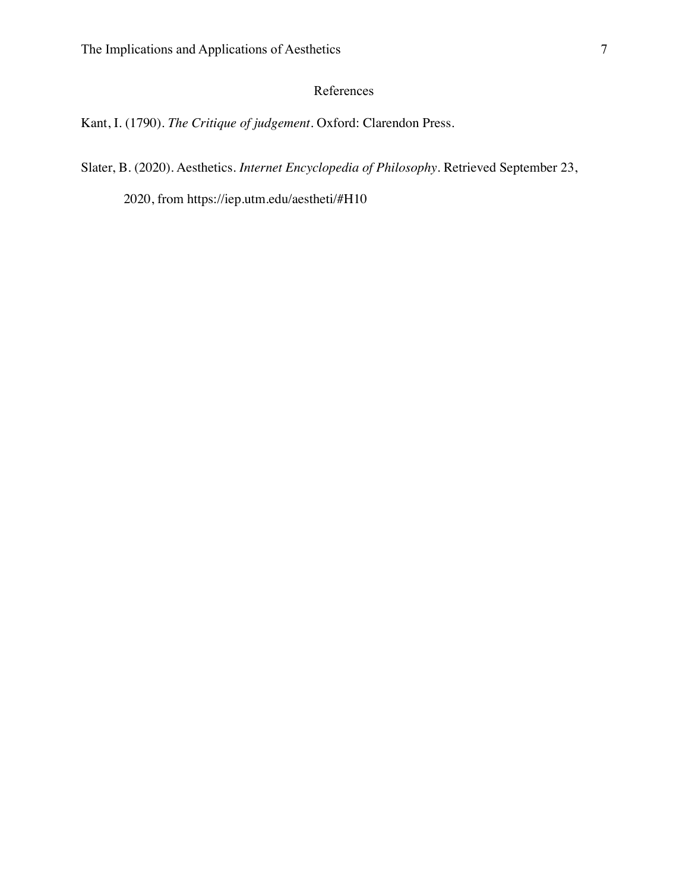# References

Kant, I. (1790). *The Critique of judgement*. Oxford: Clarendon Press.

Slater, B. (2020). Aesthetics. *Internet Encyclopedia of Philosophy*. Retrieved September 23, 2020, from https://iep.utm.edu/aestheti/#H10